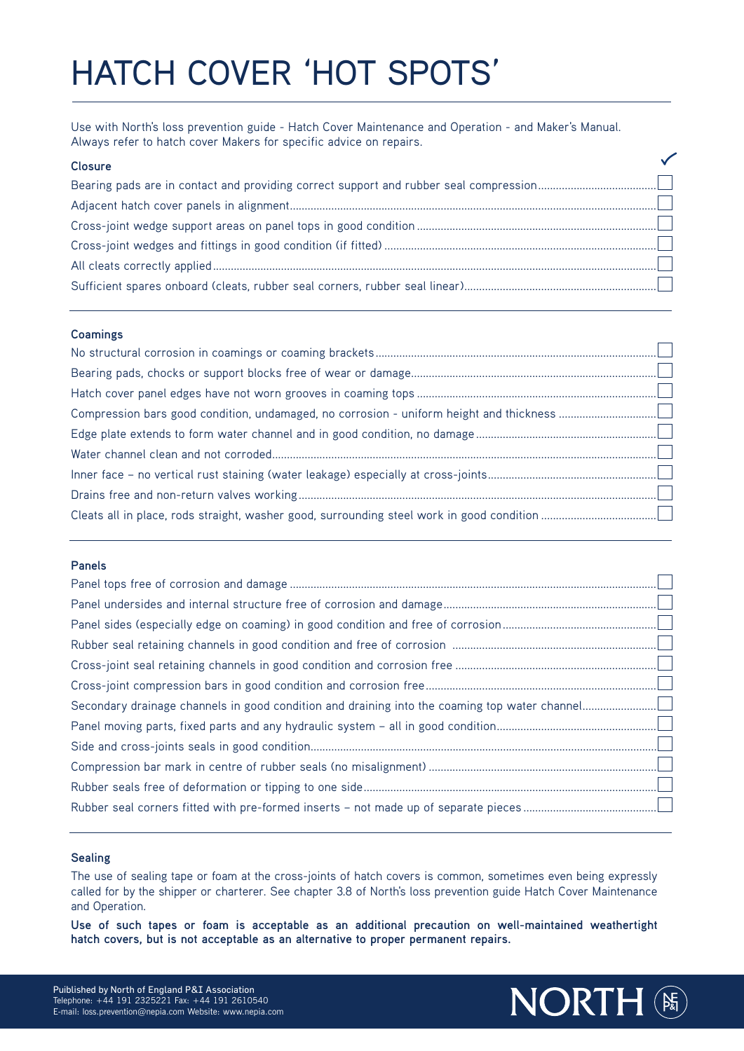# HATCH COVER 'HOT SPOTS'

Use with North's loss prevention guide - Hatch Cover Maintenance and Operation - and Maker's Manual. Always refer to hatch cover Makers for specific advice on repairs.

### Closure

| | ✓ |
|---|---|
| Bearing pads are in contact and providing correct support and rubber seal compression | ☐ |
| Adjacent hatch cover panels in alignment | ☐ |
| Cross-joint wedge support areas on panel tops in good condition | ☐ |
| Cross-joint wedges and fittings in good condition (if fitted) | ☐ |
| All cleats correctly applied | ☐ |
| Sufficient spares onboard (cleats, rubber seal corners, rubber seal linear) | ☐ |

### Coamings

| | |
|---|---|
| No structural corrosion in coamings or coaming brackets | ☐ |
| Bearing pads, chocks or support blocks free of wear or damage | ☐ |
| Hatch cover panel edges have not worn grooves in coaming tops | ☐ |
| Compression bars good condition, undamaged, no corrosion - uniform height and thickness | ☐ |
| Edge plate extends to form water channel and in good condition, no damage | ☐ |
| Water channel clean and not corroded | ☐ |
| Inner face – no vertical rust staining (water leakage) especially at cross-joints | ☐ |
| Drains free and non-return valves working | ☐ |
| Cleats all in place, rods straight, washer good, surrounding steel work in good condition | ☐ |

### Panels

| | |
|---|---|
| Panel tops free of corrosion and damage | ☐ |
| Panel undersides and internal structure free of corrosion and damage | ☐ |
| Panel sides (especially edge on coaming) in good condition and free of corrosion | ☐ |
| Rubber seal retaining channels in good condition and free of corrosion | ☐ |
| Cross-joint seal retaining channels in good condition and corrosion free | ☐ |
| Cross-joint compression bars in good condition and corrosion free | ☐ |
| Secondary drainage channels in good condition and draining into the coaming top water channel | ☐ |
| Panel moving parts, fixed parts and any hydraulic system – all in good condition | ☐ |
| Side and cross-joints seals in good condition | ☐ |
| Compression bar mark in centre of rubber seals (no misalignment) | ☐ |
| Rubber seals free of deformation or tipping to one side | ☐ |
| Rubber seal corners fitted with pre-formed inserts – not made up of separate pieces | ☐ |

### Sealing

The use of sealing tape or foam at the cross-joints of hatch covers is common, sometimes even being expressly called for by the shipper or charterer. See chapter 3.8 of North's loss prevention guide Hatch Cover Maintenance and Operation.

**Use of such tapes or foam is acceptable as an additional precaution on well-maintained weathertight hatch covers, but is not acceptable as an alternative to proper permanent repairs.**

Published by North of England P&I Association
Telephone: +44 191 2325221 Fax: +44 191 2610540
E-mail: loss.prevention@nepia.com Website: www.nepia.com

NORTH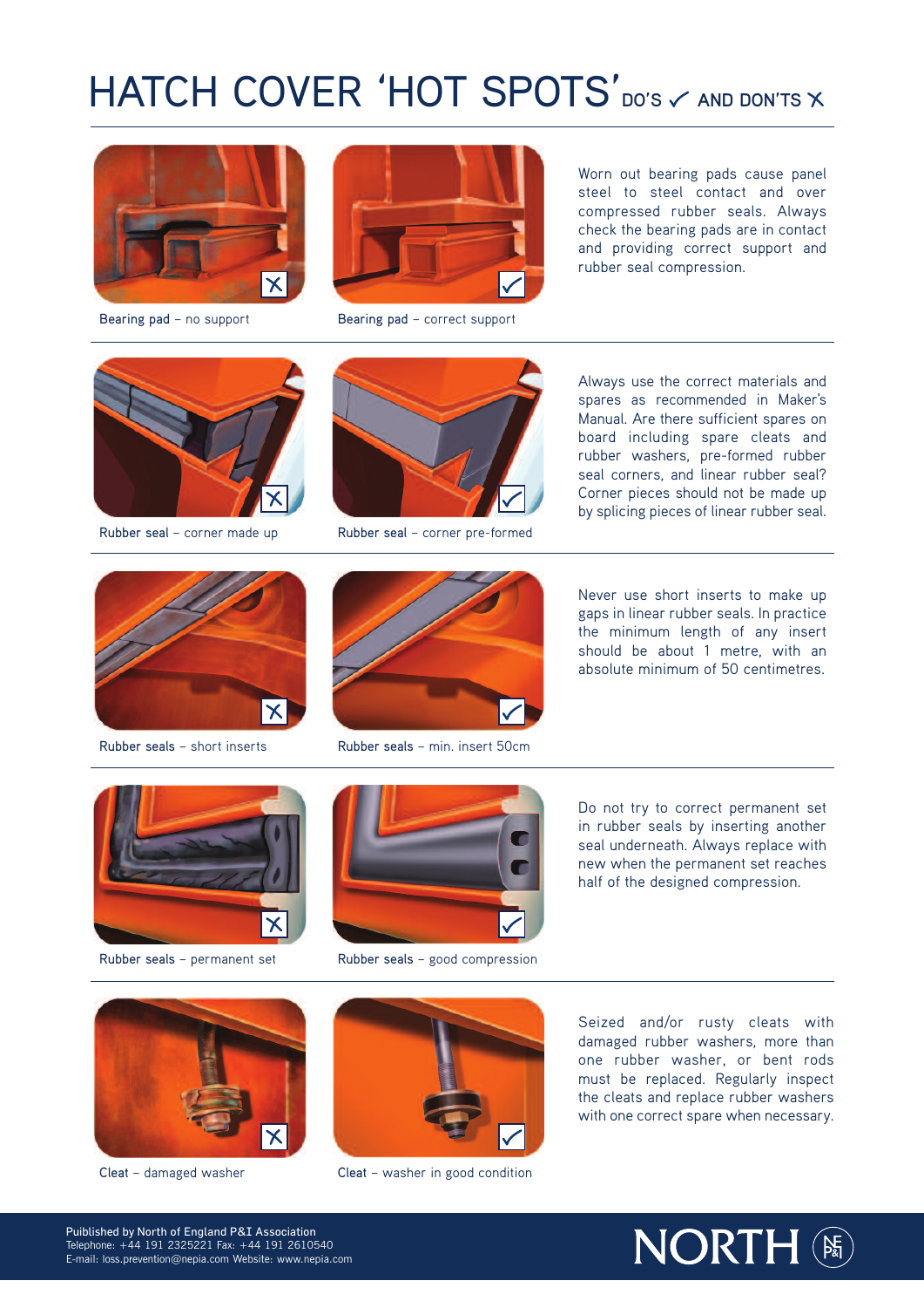# HATCH COVER 'HOT SPOTS' DO'S ✓ AND DON'TS ✗

Bearing pad – no support

Bearing pad – correct support

Worn out bearing pads cause panel steel to steel contact and over compressed rubber seals. Always check the bearing pads are in contact and providing correct support and rubber seal compression.

Rubber seal – corner made up

Rubber seal – corner pre-formed

Always use the correct materials and spares as recommended in Maker's Manual. Are there sufficient spares on board including spare cleats and rubber washers, pre-formed rubber seal corners, and linear rubber seal? Corner pieces should not be made up by splicing pieces of linear rubber seal.

Rubber seals – short inserts

Rubber seals – min. insert 50cm

Never use short inserts to make up gaps in linear rubber seals. In practice the minimum length of any insert should be about 1 metre, with an absolute minimum of 50 centimetres.

Rubber seals – permanent set

Rubber seals – good compression

Do not try to correct permanent set in rubber seals by inserting another seal underneath. Always replace with new when the permanent set reaches half of the designed compression.

Cleat – damaged washer

Cleat – washer in good condition

Seized and/or rusty cleats with damaged rubber washers, more than one rubber washer, or bent rods must be replaced. Regularly inspect the cleats and replace rubber washers with one correct spare when necessary.

Published by North of England P&I Association
Telephone: +44 191 2325221 Fax: +44 191 2610540
E-mail: loss.prevention@nepia.com Website: www.nepia.com

NORTH